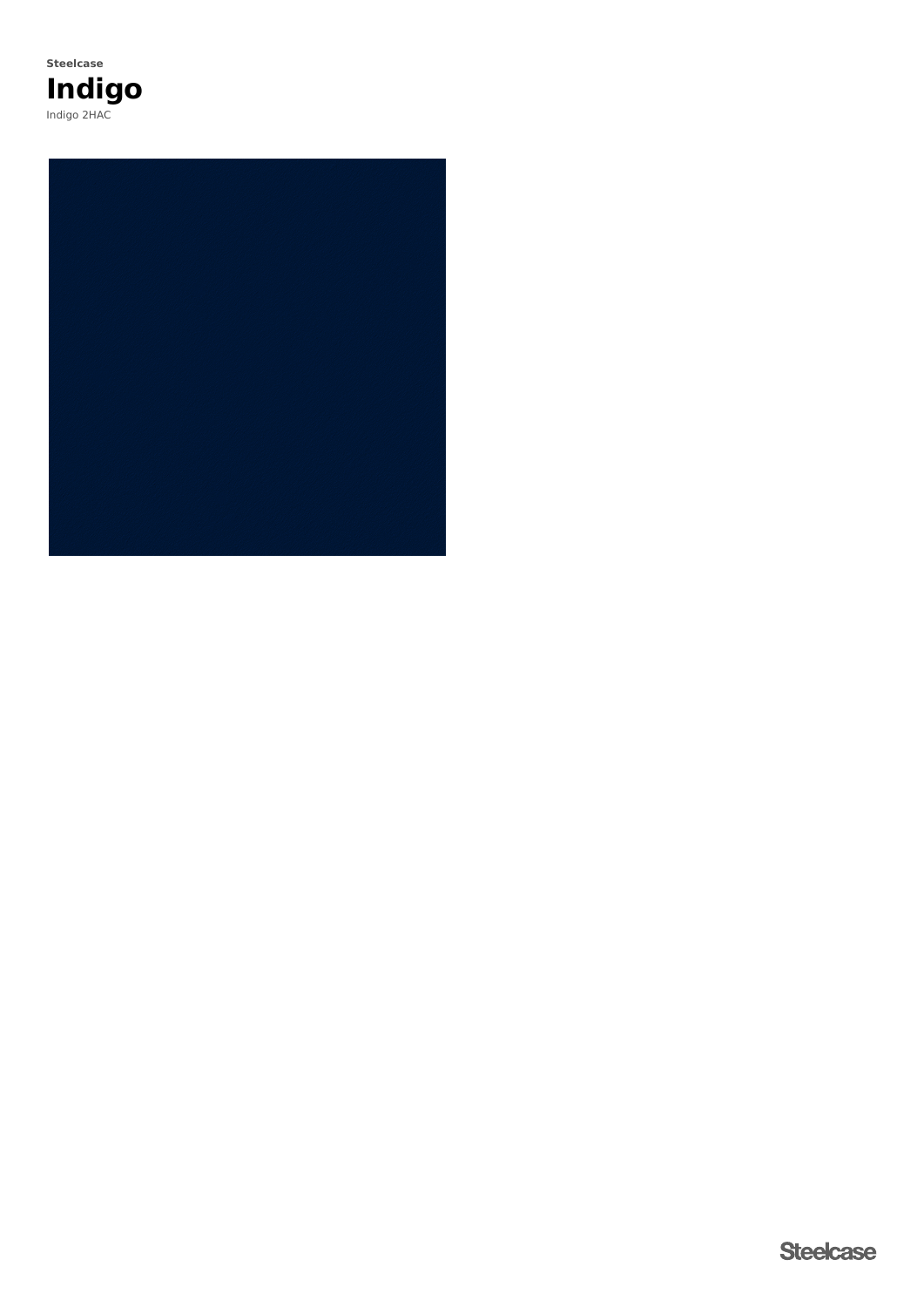**Steelcase**

# Indigo

Indigo 2HAC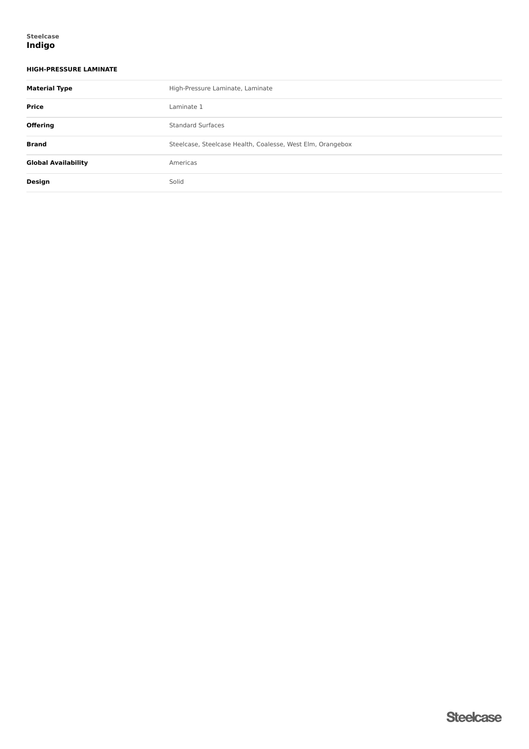Steelcase

# Indigo

## HIGH-PRESSURE LAMINATE

| | |
|---|---|
| **Material Type** | High-Pressure Laminate, Laminate |
| **Price** | Laminate 1 |
| **Offering** | Standard Surfaces |
| **Brand** | Steelcase, Steelcase Health, Coalesse, West Elm, Orangebox |
| **Global Availability** | Americas |
| **Design** | Solid |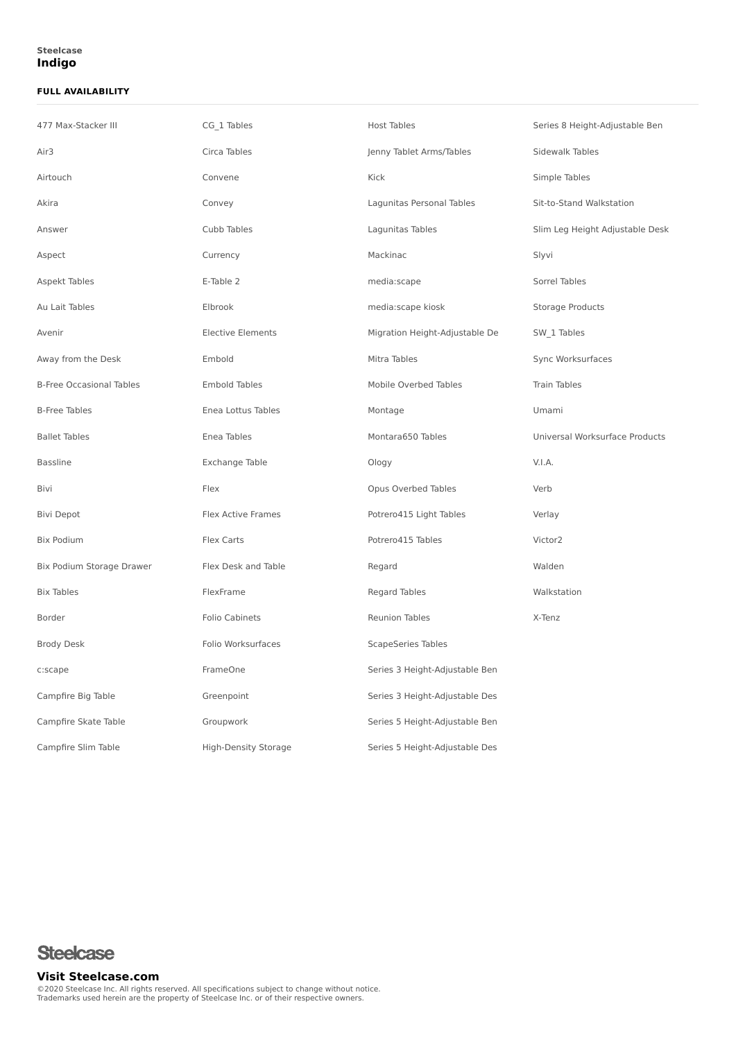Steelcase

# Indigo

**FULL AVAILABILITY**

- 477 Max-Stacker III
- Air3
- Airtouch
- Akira
- Answer
- Aspect
- Aspekt Tables
- Au Lait Tables
- Avenir
- Away from the Desk
- B-Free Occasional Tables
- B-Free Tables
- Ballet Tables
- Bassline
- Bivi
- Bivi Depot
- Bix Podium
- Bix Podium Storage Drawer
- Bix Tables
- Border
- Brody Desk
- c:scape
- Campfire Big Table
- Campfire Skate Table
- Campfire Slim Table
- CG_1 Tables
- Circa Tables
- Convene
- Convey
- Cubb Tables
- Currency
- E-Table 2
- Elbrook
- Elective Elements
- Embold
- Embold Tables
- Enea Lottus Tables
- Enea Tables
- Exchange Table
- Flex
- Flex Active Frames
- Flex Carts
- Flex Desk and Table
- FlexFrame
- Folio Cabinets
- Folio Worksurfaces
- FrameOne
- Greenpoint
- Groupwork
- High-Density Storage
- Host Tables
- Jenny Tablet Arms/Tables
- Kick
- Lagunitas Personal Tables
- Lagunitas Tables
- Mackinac
- media:scape
- media:scape kiosk
- Migration Height-Adjustable De
- Mitra Tables
- Mobile Overbed Tables
- Montage
- Montara650 Tables
- Ology
- Opus Overbed Tables
- Potrero415 Light Tables
- Potrero415 Tables
- Regard
- Regard Tables
- Reunion Tables
- ScapeSeries Tables
- Series 3 Height-Adjustable Ben
- Series 3 Height-Adjustable Des
- Series 5 Height-Adjustable Ben
- Series 5 Height-Adjustable Des
- Series 8 Height-Adjustable Ben
- Sidewalk Tables
- Simple Tables
- Sit-to-Stand Walkstation
- Slim Leg Height Adjustable Desk
- Slyvi
- Sorrel Tables
- Storage Products
- SW_1 Tables
- Sync Worksurfaces
- Train Tables
- Umami
- Universal Worksurface Products
- V.I.A.
- Verb
- Verlay
- Victor2
- Walden
- Walkstation
- X-Tenz

Steelcase

**Visit Steelcase.com**

©2020 Steelcase Inc. All rights reserved. All specifications subject to change without notice.
Trademarks used herein are the property of Steelcase Inc. or of their respective owners.